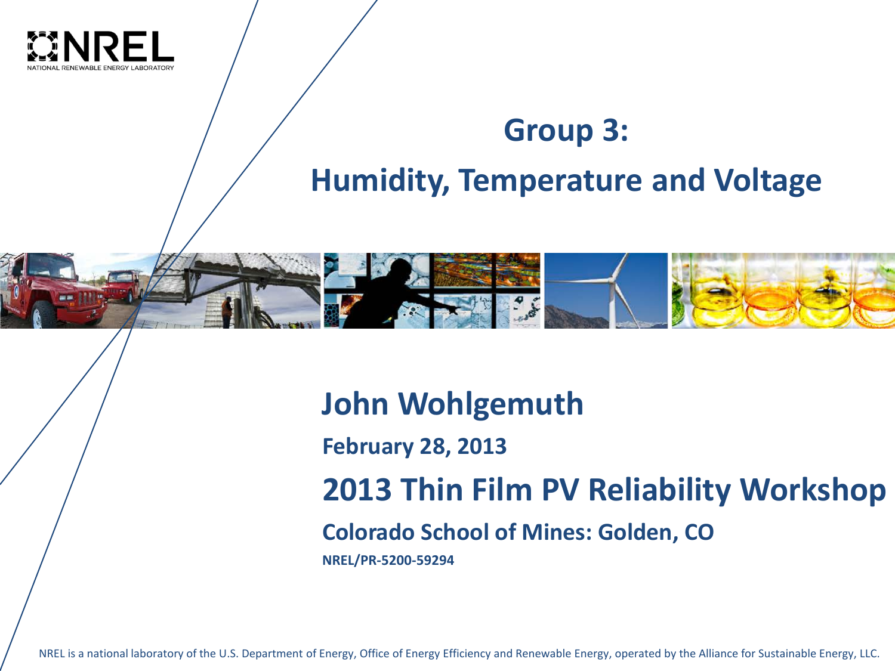# Group 3:

# Humidity, Temperature and Voltage

## John Wohlgemuth

**February 28, 2013**

## 2013 Thin Film PV Reliability Workshop

**Colorado School of Mines: Golden, CO**

**NREL/PR-5200-59294**

NREL is a national laboratory of the U.S. Department of Energy, Office of Energy Efficiency and Renewable Energy, operated by the Alliance for Sustainable Energy, LLC.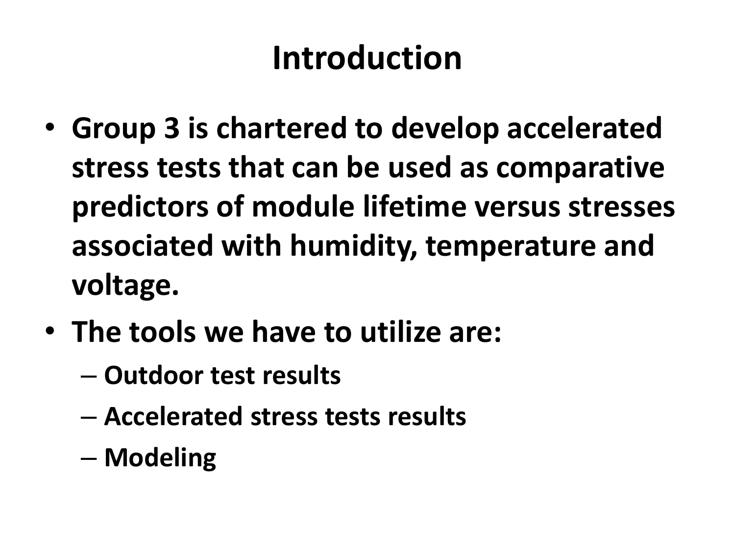# Introduction

- **Group 3 is chartered to develop accelerated stress tests that can be used as comparative predictors of module lifetime versus stresses associated with humidity, temperature and voltage.**
- **The tools we have to utilize are:**
  - **Outdoor test results**
  - **Accelerated stress tests results**
  - **Modeling**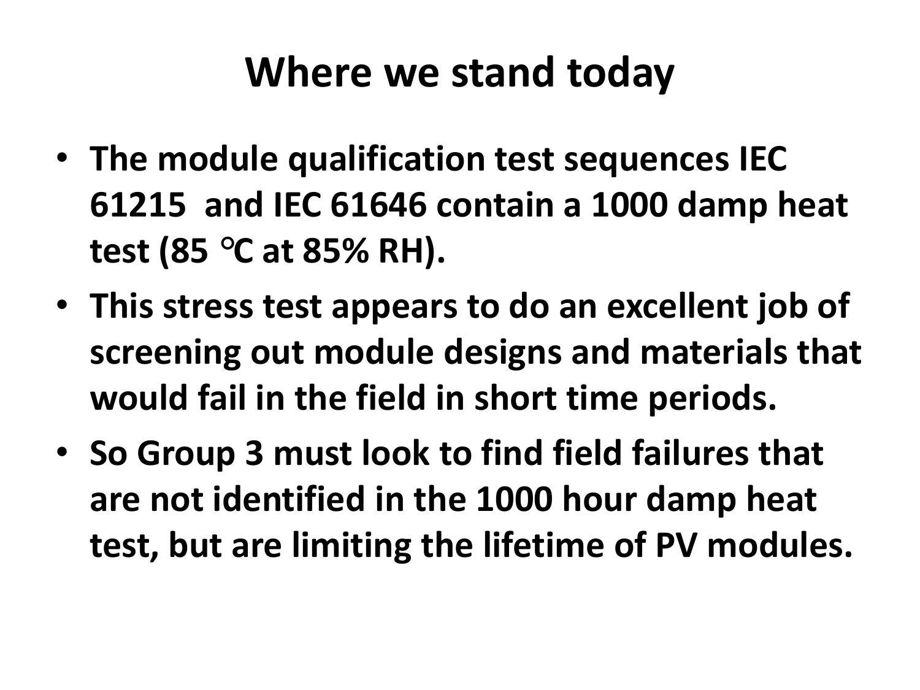# Where we stand today

- **The module qualification test sequences IEC 61215 and IEC 61646 contain a 1000 damp heat test (85 °C at 85% RH).**
- **This stress test appears to do an excellent job of screening out module designs and materials that would fail in the field in short time periods.**
- **So Group 3 must look to find field failures that are not identified in the 1000 hour damp heat test, but are limiting the lifetime of PV modules.**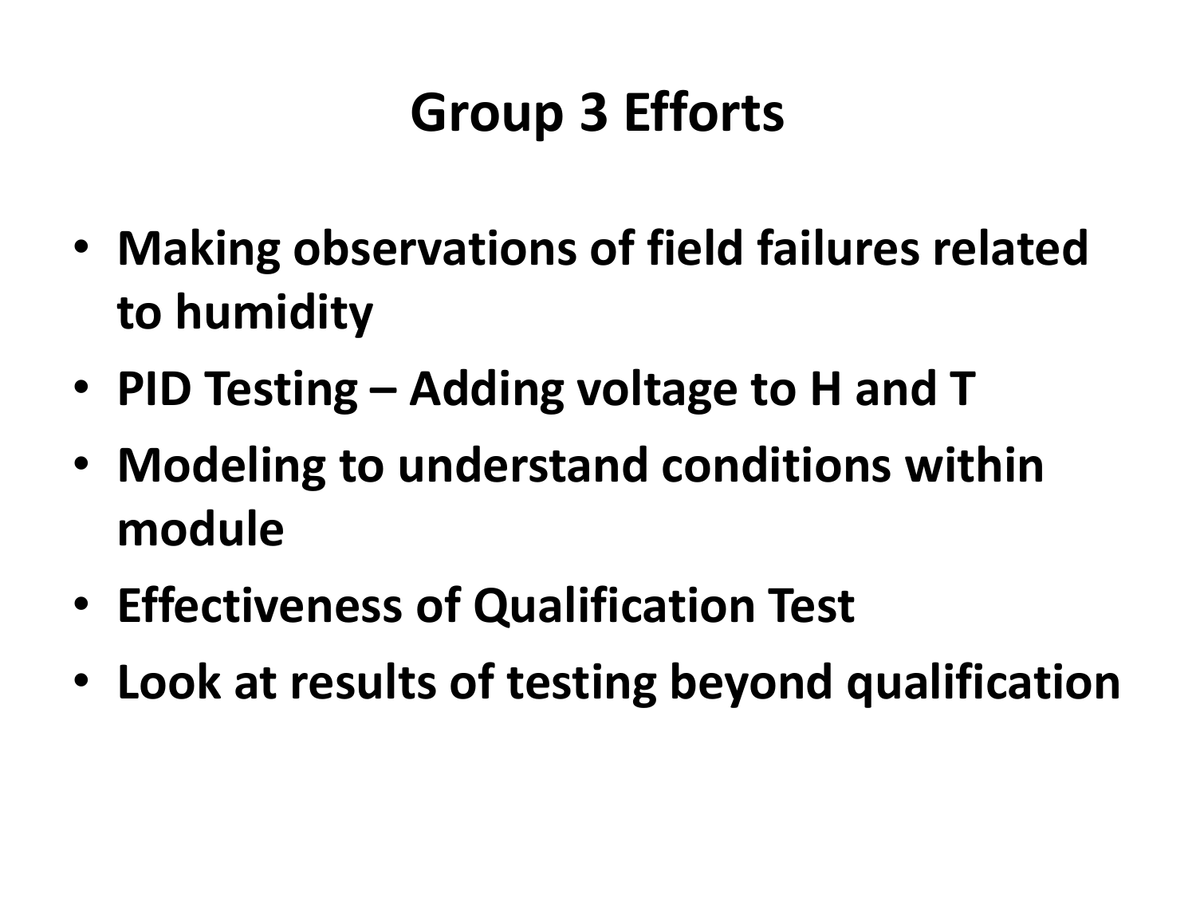# Group 3 Efforts

- **Making observations of field failures related to humidity**
- **PID Testing – Adding voltage to H and T**
- **Modeling to understand conditions within module**
- **Effectiveness of Qualification Test**
- **Look at results of testing beyond qualification**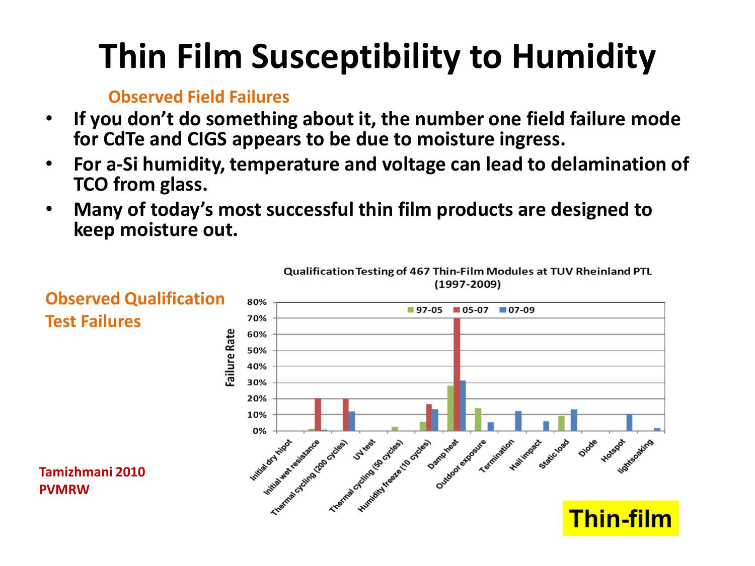# Thin Film Susceptibility to Humidity

**Observed Field Failures**

- **If you don't do something about it, the number one field failure mode for CdTe and CIGS appears to be due to moisture ingress.**
- **For a-Si humidity, temperature and voltage can lead to delamination of TCO from glass.**
- **Many of today's most successful thin film products are designed to keep moisture out.**

**Observed Qualification Test Failures**

Qualification Testing of 467 Thin-Film Modules at TUV Rheinland PTL (1997-2009)

**Tamizhmani 2010 PVMRW**

**Thin-film**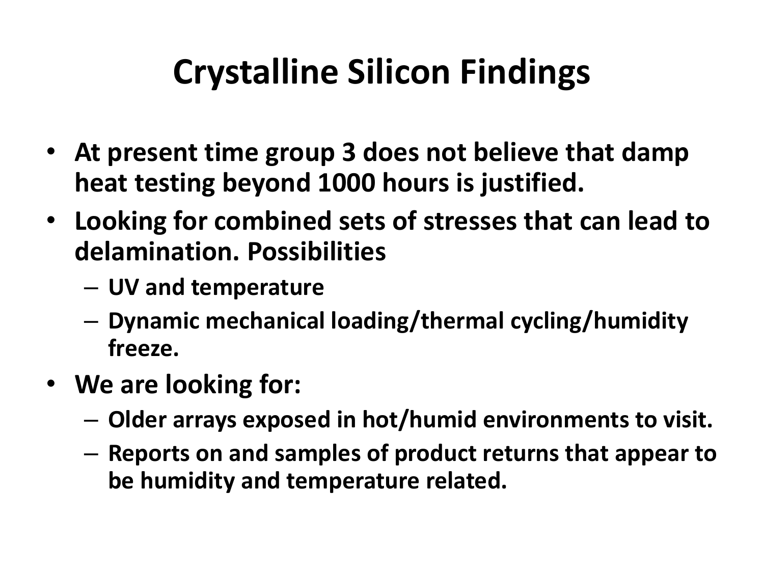# Crystalline Silicon Findings

- **At present time group 3 does not believe that damp heat testing beyond 1000 hours is justified.**
- **Looking for combined sets of stresses that can lead to delamination. Possibilities**
  - **UV and temperature**
  - **Dynamic mechanical loading/thermal cycling/humidity freeze.**
- **We are looking for:**
  - **Older arrays exposed in hot/humid environments to visit.**
  - **Reports on and samples of product returns that appear to be humidity and temperature related.**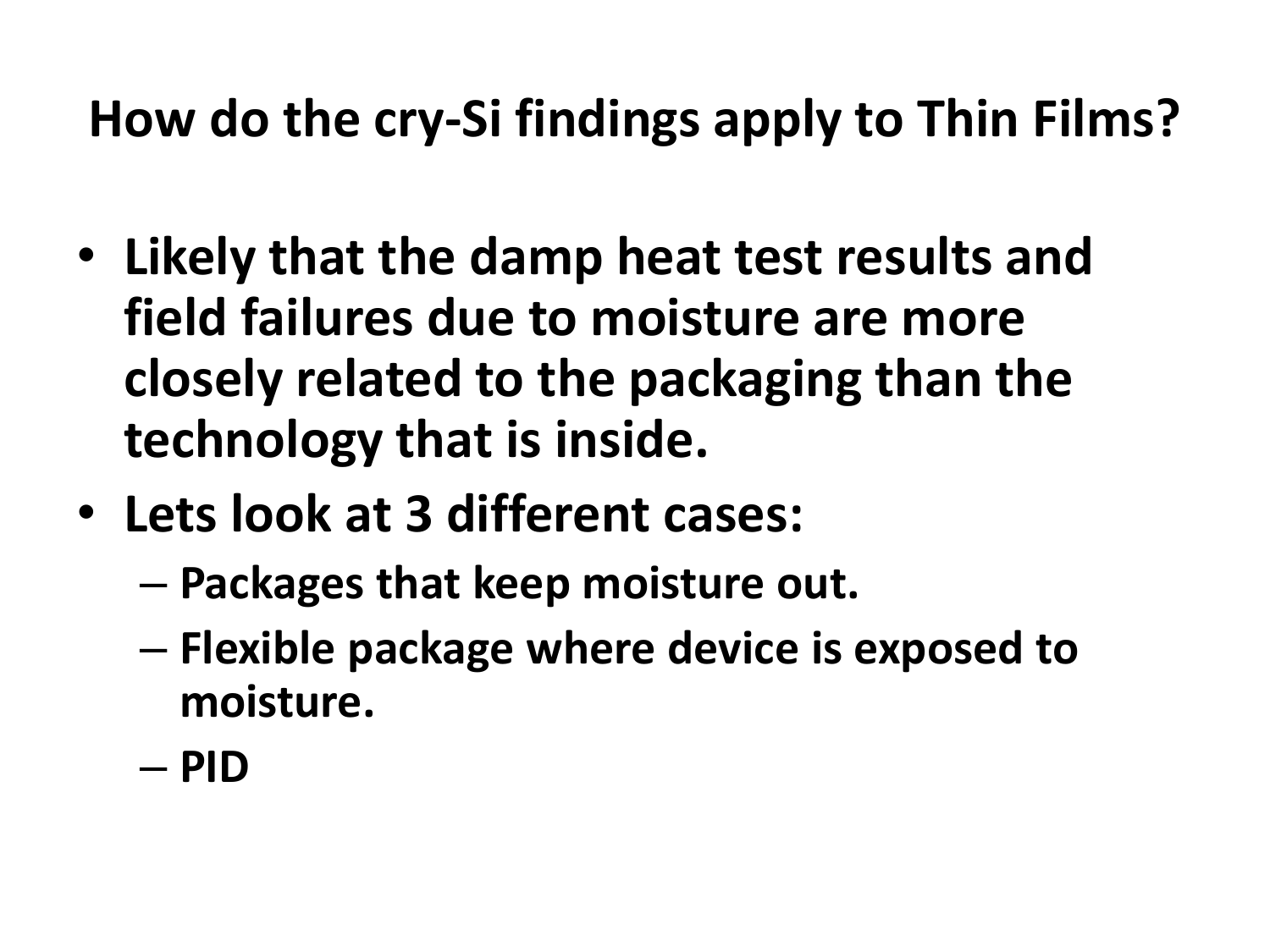# How do the cry-Si findings apply to Thin Films?

- **Likely that the damp heat test results and field failures due to moisture are more closely related to the packaging than the technology that is inside.**
- **Lets look at 3 different cases:**
  - **Packages that keep moisture out.**
  - **Flexible package where device is exposed to moisture.**
  - **PID**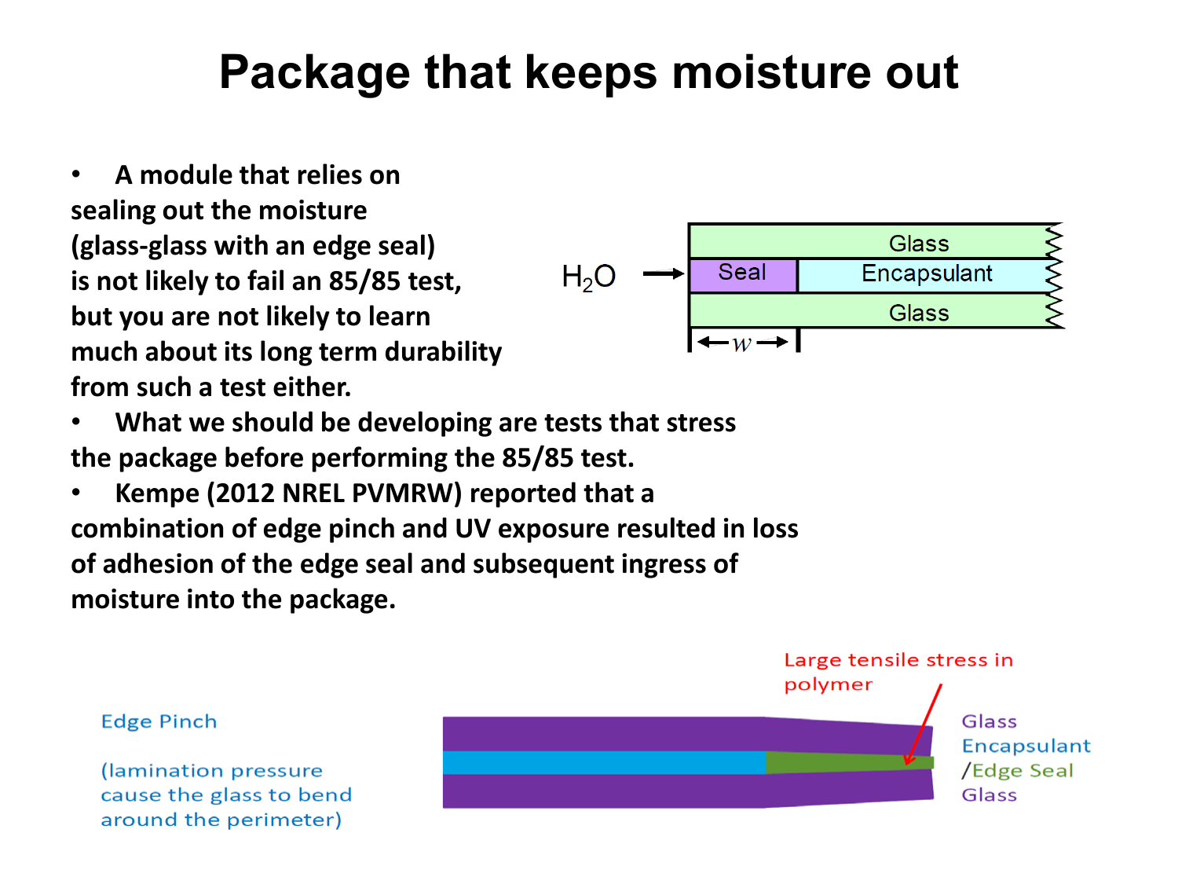# Package that keeps moisture out

- A module that relies on sealing out the moisture (glass-glass with an edge seal) is not likely to fail an 85/85 test, but you are not likely to learn much about its long term durability from such a test either.
- What we should be developing are tests that stress the package before performing the 85/85 test.
- Kempe (2012 NREL PVMRW) reported that a combination of edge pinch and UV exposure resulted in loss of adhesion of the edge seal and subsequent ingress of moisture into the package.

$H_2O$ → Seal | Encapsulant, between Glass (top) and Glass (bottom); seal width $w$

Edge Pinch

(lamination pressure cause the glass to bend around the perimeter)

Large tensile stress in polymer

Glass
Encapsulant
/Edge Seal
Glass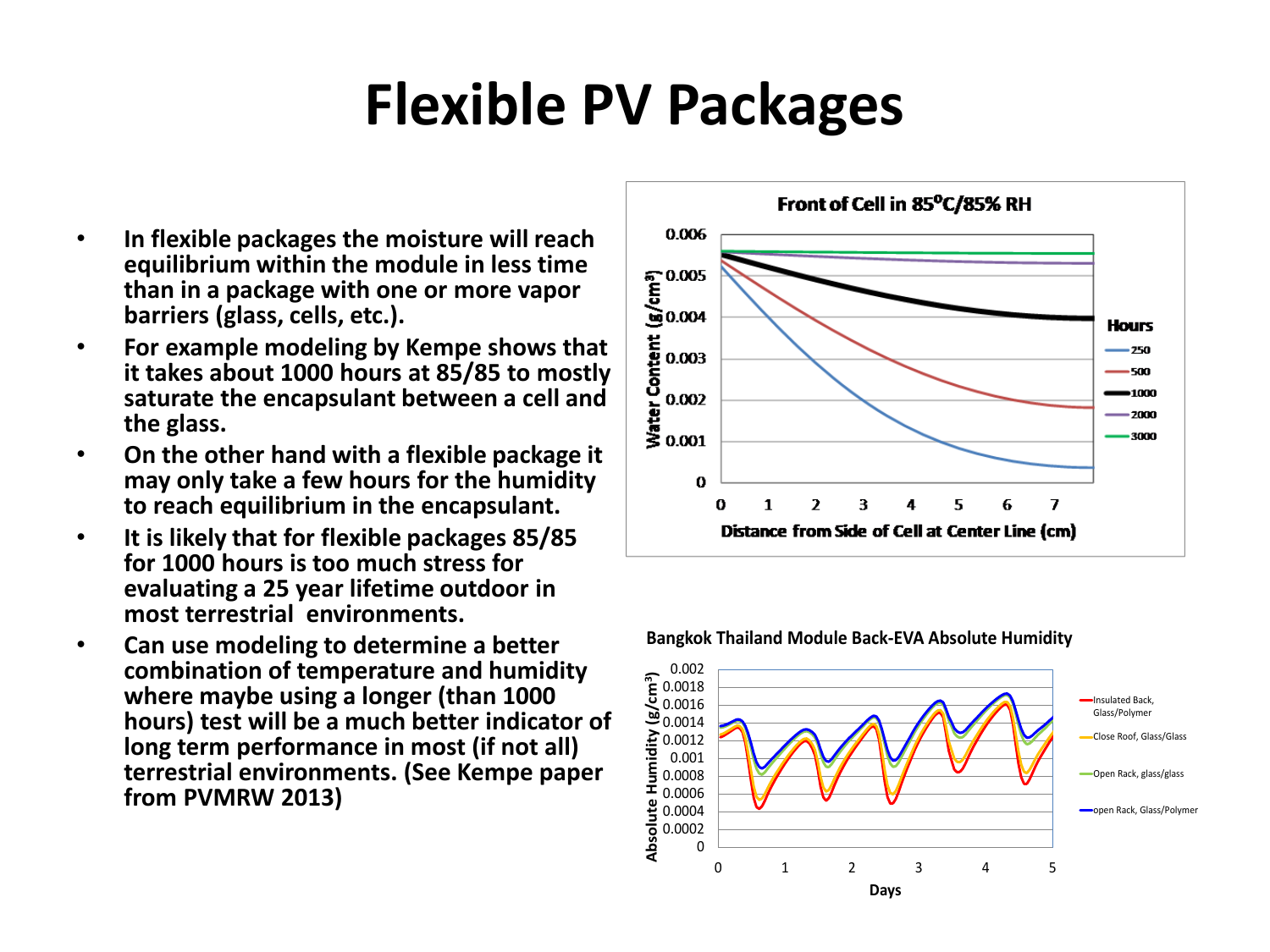# Flexible PV Packages

- In flexible packages the moisture will reach equilibrium within the module in less time than in a package with one or more vapor barriers (glass, cells, etc.).
- For example modeling by Kempe shows that it takes about 1000 hours at 85/85 to mostly saturate the encapsulant between a cell and the glass.
- On the other hand with a flexible package it may only take a few hours for the humidity to reach equilibrium in the encapsulant.
- It is likely that for flexible packages 85/85 for 1000 hours is too much stress for evaluating a 25 year lifetime outdoor in most terrestrial environments.
- Can use modeling to determine a better combination of temperature and humidity where maybe using a longer (than 1000 hours) test will be a much better indicator of long term performance in most (if not all) terrestrial environments. (See Kempe paper from PVMRW 2013)

**Front of Cell in 85°C/85% RH**

**Bangkok Thailand Module Back-EVA Absolute Humidity**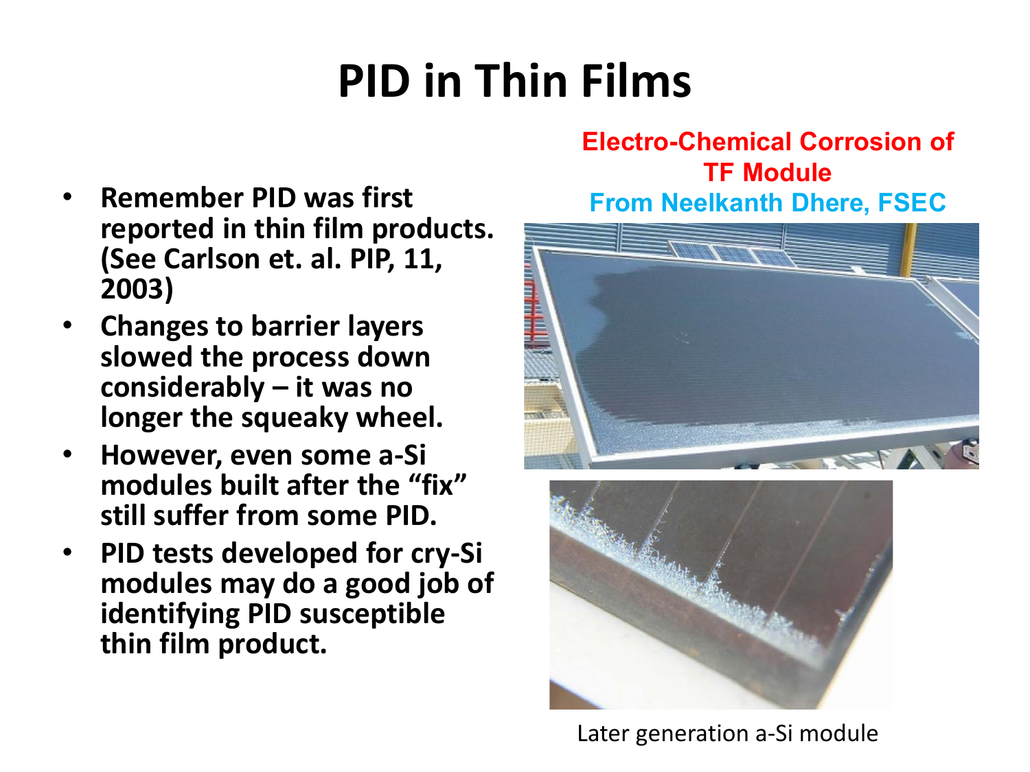# PID in Thin Films

- **Remember PID was first reported in thin film products. (See Carlson et. al. PIP, 11, 2003)**
- **Changes to barrier layers slowed the process down considerably – it was no longer the squeaky wheel.**
- **However, even some a-Si modules built after the "fix" still suffer from some PID.**
- **PID tests developed for cry-Si modules may do a good job of identifying PID susceptible thin film product.**

**Electro-Chemical Corrosion of TF Module**

**From Neelkanth Dhere, FSEC**

Later generation a-Si module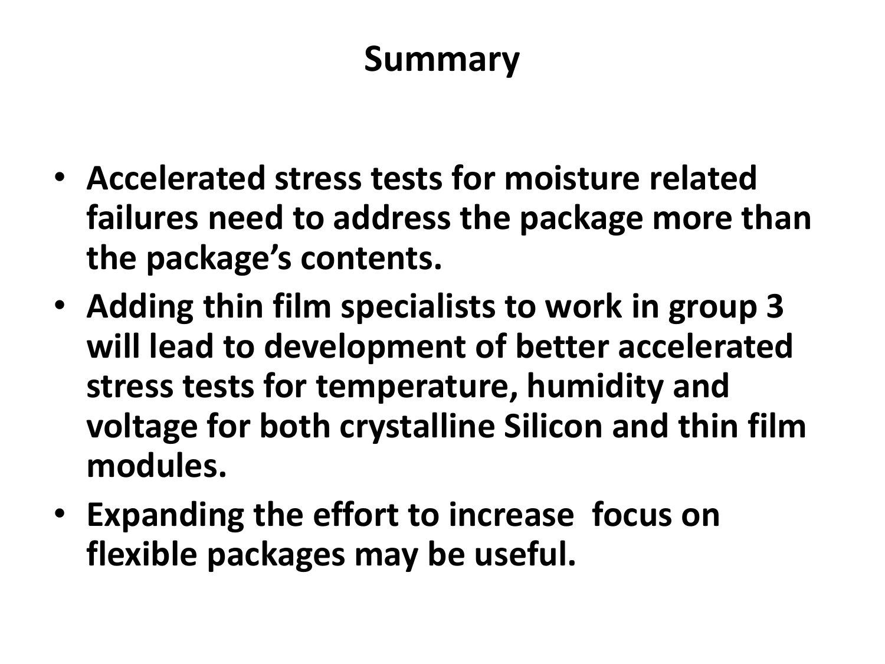# Summary

- **Accelerated stress tests for moisture related failures need to address the package more than the package's contents.**
- **Adding thin film specialists to work in group 3 will lead to development of better accelerated stress tests for temperature, humidity and voltage for both crystalline Silicon and thin film modules.**
- **Expanding the effort to increase focus on flexible packages may be useful.**